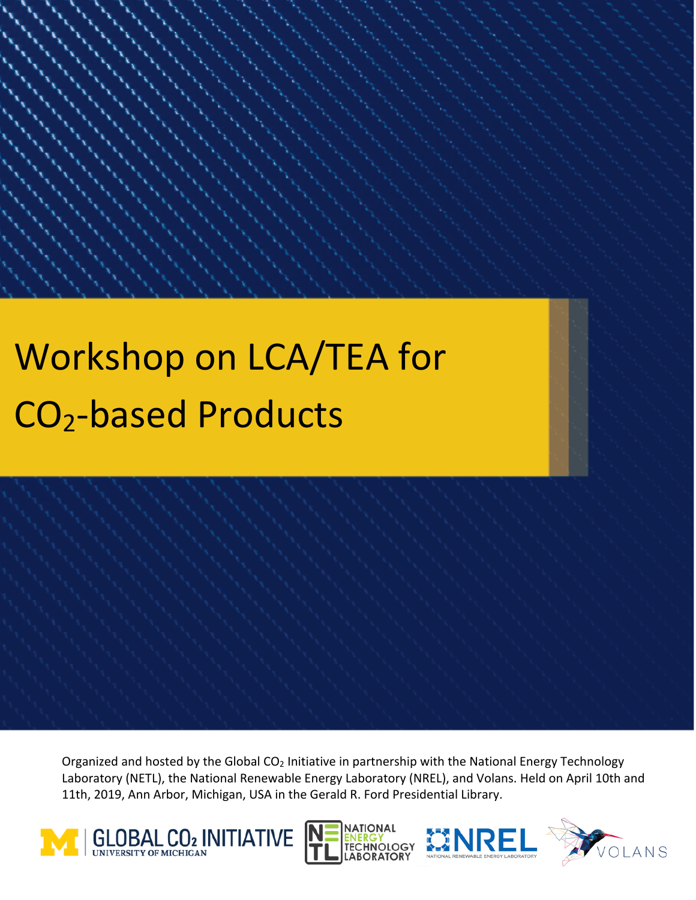# Workshop on LCA/TEA for $CO_2$-based Products

Organized and hosted by the Global $CO_2$ Initiative in partnership with the National Energy Technology Laboratory (NETL), the National Renewable Energy Laboratory (NREL), and Volans. Held on April 10th and 11th, 2019, Ann Arbor, Michigan, USA in the Gerald R. Ford Presidential Library.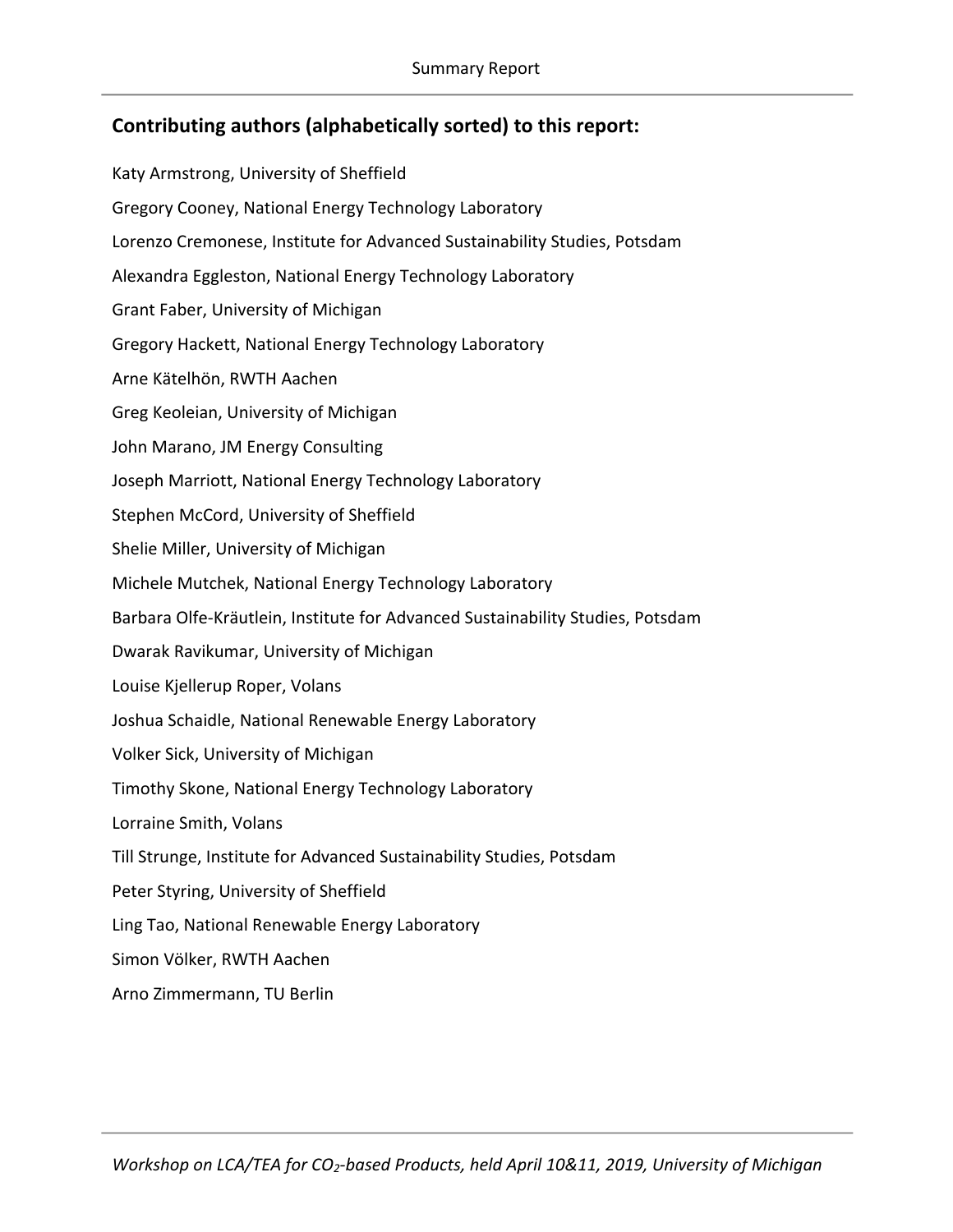## Contributing authors (alphabetically sorted) to this report:

Katy Armstrong, University of Sheffield

Gregory Cooney, National Energy Technology Laboratory

Lorenzo Cremonese, Institute for Advanced Sustainability Studies, Potsdam

Alexandra Eggleston, National Energy Technology Laboratory

Grant Faber, University of Michigan

Gregory Hackett, National Energy Technology Laboratory

Arne Kätelhön, RWTH Aachen

Greg Keoleian, University of Michigan

John Marano, JM Energy Consulting

Joseph Marriott, National Energy Technology Laboratory

Stephen McCord, University of Sheffield

Shelie Miller, University of Michigan

Michele Mutchek, National Energy Technology Laboratory

Barbara Olfe-Kräutlein, Institute for Advanced Sustainability Studies, Potsdam

Dwarak Ravikumar, University of Michigan

Louise Kjellerup Roper, Volans

Joshua Schaidle, National Renewable Energy Laboratory

Volker Sick, University of Michigan

Timothy Skone, National Energy Technology Laboratory

Lorraine Smith, Volans

Till Strunge, Institute for Advanced Sustainability Studies, Potsdam

Peter Styring, University of Sheffield

Ling Tao, National Renewable Energy Laboratory

Simon Völker, RWTH Aachen

Arno Zimmermann, TU Berlin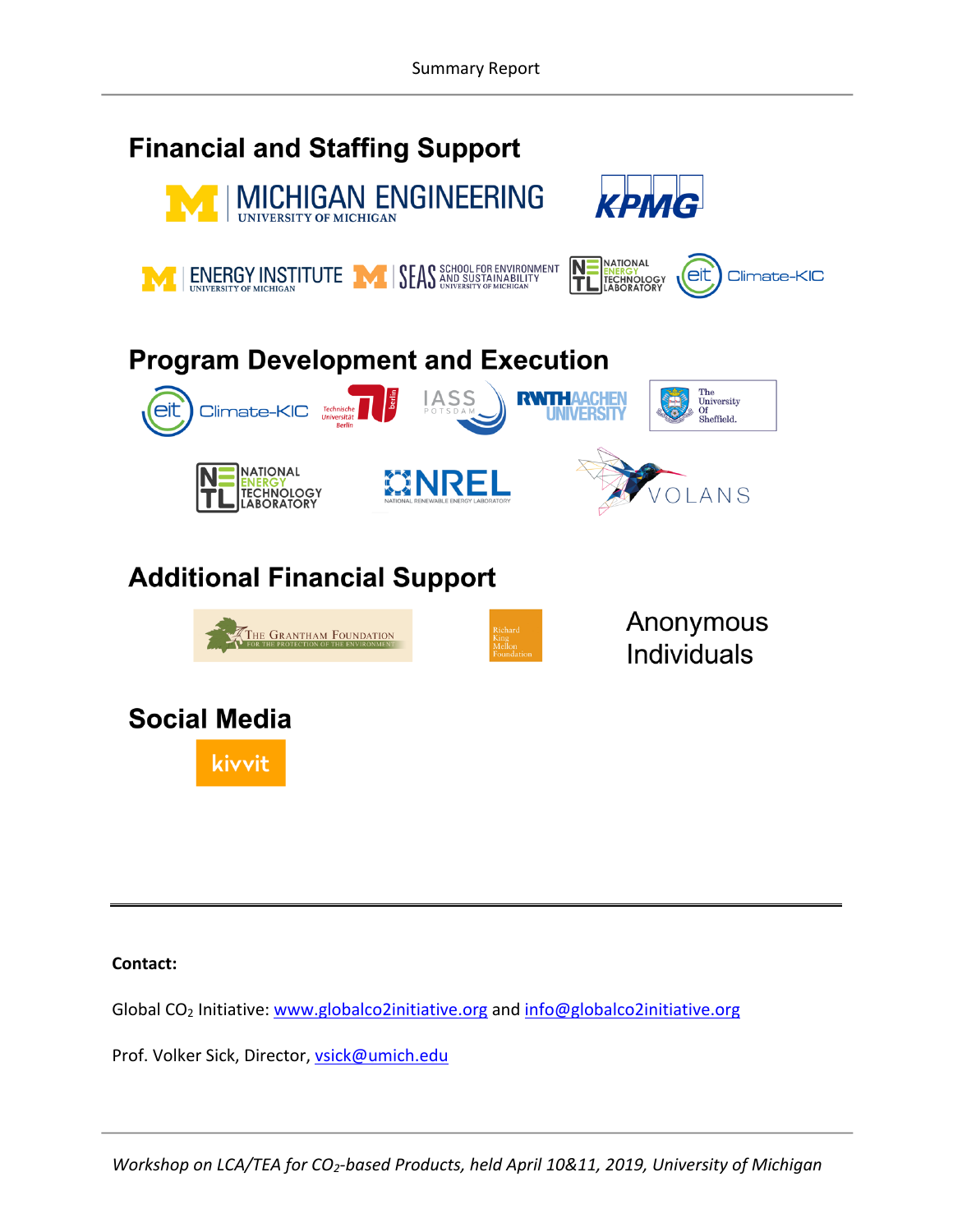## Financial and Staffing Support

MICHIGAN ENGINEERING UNIVERSITY OF MICHIGAN

KPMG

ENERGY INSTITUTE UNIVERSITY OF MICHIGAN

SEAS SCHOOL FOR ENVIRONMENT AND SUSTAINABILITY UNIVERSITY OF MICHIGAN

NATIONAL ENERGY TECHNOLOGY LABORATORY

eit Climate-KIC

## Program Development and Execution

eit Climate-KIC

Technische Universität Berlin

IASS POTSDAM

RWTH AACHEN UNIVERSITY

The University Of Sheffield.

NATIONAL ENERGY TECHNOLOGY LABORATORY

NREL NATIONAL RENEWABLE ENERGY LABORATORY

VOLANS

## Additional Financial Support

The Grantham Foundation for the Protection of the Environment

Richard King Mellon Foundation

Anonymous Individuals

## Social Media

kivvit

---

**Contact:**

Global $CO_2$ Initiative: www.globalco2initiative.org and info@globalco2initiative.org

Prof. Volker Sick, Director, vsick@umich.edu

*Workshop on LCA/TEA for $CO_2$-based Products, held April 10&11, 2019, University of Michigan*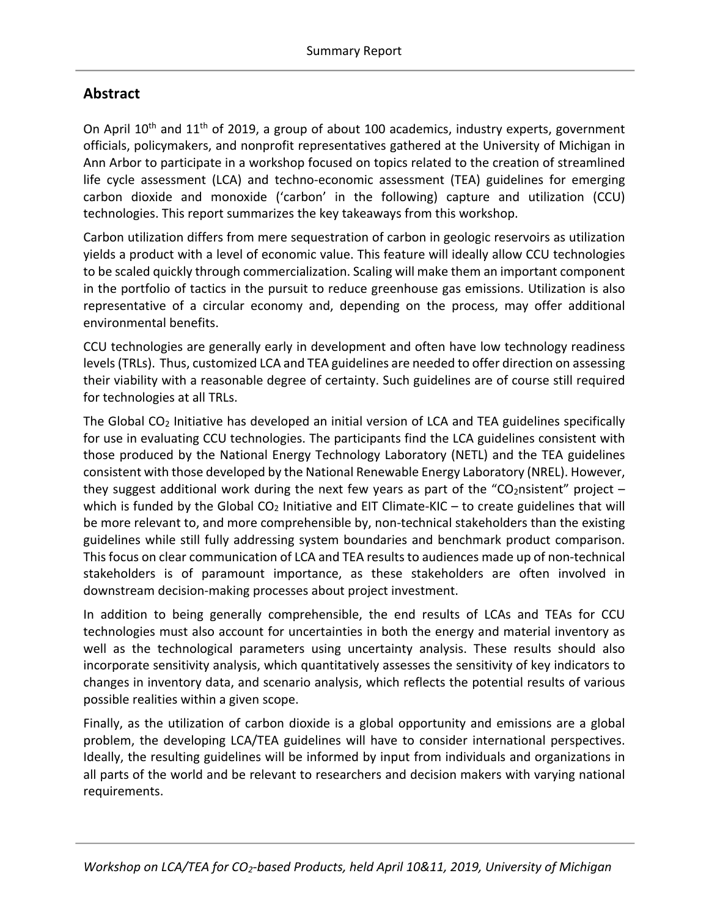## Abstract

On April 10th and 11th of 2019, a group of about 100 academics, industry experts, government officials, policymakers, and nonprofit representatives gathered at the University of Michigan in Ann Arbor to participate in a workshop focused on topics related to the creation of streamlined life cycle assessment (LCA) and techno-economic assessment (TEA) guidelines for emerging carbon dioxide and monoxide ('carbon' in the following) capture and utilization (CCU) technologies. This report summarizes the key takeaways from this workshop.

Carbon utilization differs from mere sequestration of carbon in geologic reservoirs as utilization yields a product with a level of economic value. This feature will ideally allow CCU technologies to be scaled quickly through commercialization. Scaling will make them an important component in the portfolio of tactics in the pursuit to reduce greenhouse gas emissions. Utilization is also representative of a circular economy and, depending on the process, may offer additional environmental benefits.

CCU technologies are generally early in development and often have low technology readiness levels (TRLs). Thus, customized LCA and TEA guidelines are needed to offer direction on assessing their viability with a reasonable degree of certainty. Such guidelines are of course still required for technologies at all TRLs.

The Global $CO_2$ Initiative has developed an initial version of LCA and TEA guidelines specifically for use in evaluating CCU technologies. The participants find the LCA guidelines consistent with those produced by the National Energy Technology Laboratory (NETL) and the TEA guidelines consistent with those developed by the National Renewable Energy Laboratory (NREL). However, they suggest additional work during the next few years as part of the "$CO_2$nsistent" project – which is funded by the Global $CO_2$ Initiative and EIT Climate-KIC – to create guidelines that will be more relevant to, and more comprehensible by, non-technical stakeholders than the existing guidelines while still fully addressing system boundaries and benchmark product comparison. This focus on clear communication of LCA and TEA results to audiences made up of non-technical stakeholders is of paramount importance, as these stakeholders are often involved in downstream decision-making processes about project investment.

In addition to being generally comprehensible, the end results of LCAs and TEAs for CCU technologies must also account for uncertainties in both the energy and material inventory as well as the technological parameters using uncertainty analysis. These results should also incorporate sensitivity analysis, which quantitatively assesses the sensitivity of key indicators to changes in inventory data, and scenario analysis, which reflects the potential results of various possible realities within a given scope.

Finally, as the utilization of carbon dioxide is a global opportunity and emissions are a global problem, the developing LCA/TEA guidelines will have to consider international perspectives. Ideally, the resulting guidelines will be informed by input from individuals and organizations in all parts of the world and be relevant to researchers and decision makers with varying national requirements.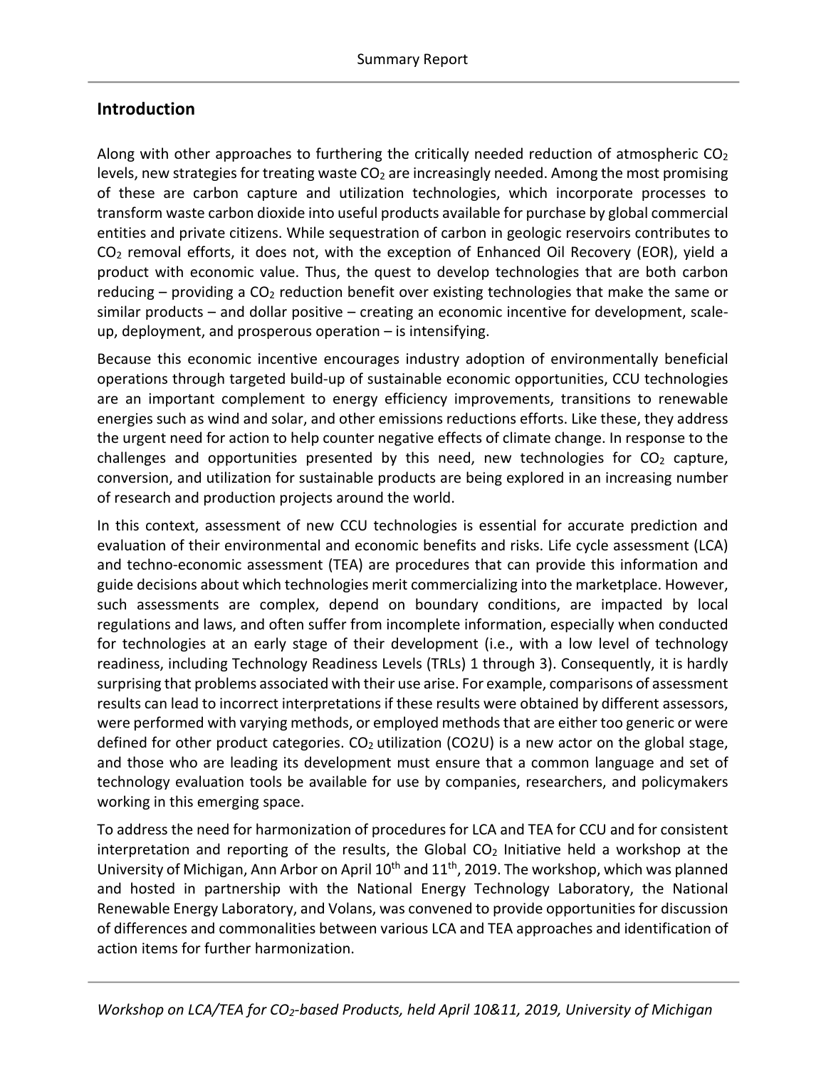## Introduction

Along with other approaches to furthering the critically needed reduction of atmospheric $CO_2$ levels, new strategies for treating waste $CO_2$ are increasingly needed. Among the most promising of these are carbon capture and utilization technologies, which incorporate processes to transform waste carbon dioxide into useful products available for purchase by global commercial entities and private citizens. While sequestration of carbon in geologic reservoirs contributes to $CO_2$ removal efforts, it does not, with the exception of Enhanced Oil Recovery (EOR), yield a product with economic value. Thus, the quest to develop technologies that are both carbon reducing – providing a $CO_2$ reduction benefit over existing technologies that make the same or similar products – and dollar positive – creating an economic incentive for development, scale-up, deployment, and prosperous operation – is intensifying.

Because this economic incentive encourages industry adoption of environmentally beneficial operations through targeted build-up of sustainable economic opportunities, CCU technologies are an important complement to energy efficiency improvements, transitions to renewable energies such as wind and solar, and other emissions reductions efforts. Like these, they address the urgent need for action to help counter negative effects of climate change. In response to the challenges and opportunities presented by this need, new technologies for $CO_2$ capture, conversion, and utilization for sustainable products are being explored in an increasing number of research and production projects around the world.

In this context, assessment of new CCU technologies is essential for accurate prediction and evaluation of their environmental and economic benefits and risks. Life cycle assessment (LCA) and techno-economic assessment (TEA) are procedures that can provide this information and guide decisions about which technologies merit commercializing into the marketplace. However, such assessments are complex, depend on boundary conditions, are impacted by local regulations and laws, and often suffer from incomplete information, especially when conducted for technologies at an early stage of their development (i.e., with a low level of technology readiness, including Technology Readiness Levels (TRLs) 1 through 3). Consequently, it is hardly surprising that problems associated with their use arise. For example, comparisons of assessment results can lead to incorrect interpretations if these results were obtained by different assessors, were performed with varying methods, or employed methods that are either too generic or were defined for other product categories. $CO_2$ utilization (CO2U) is a new actor on the global stage, and those who are leading its development must ensure that a common language and set of technology evaluation tools be available for use by companies, researchers, and policymakers working in this emerging space.

To address the need for harmonization of procedures for LCA and TEA for CCU and for consistent interpretation and reporting of the results, the Global $CO_2$ Initiative held a workshop at the University of Michigan, Ann Arbor on April 10th and 11th, 2019. The workshop, which was planned and hosted in partnership with the National Energy Technology Laboratory, the National Renewable Energy Laboratory, and Volans, was convened to provide opportunities for discussion of differences and commonalities between various LCA and TEA approaches and identification of action items for further harmonization.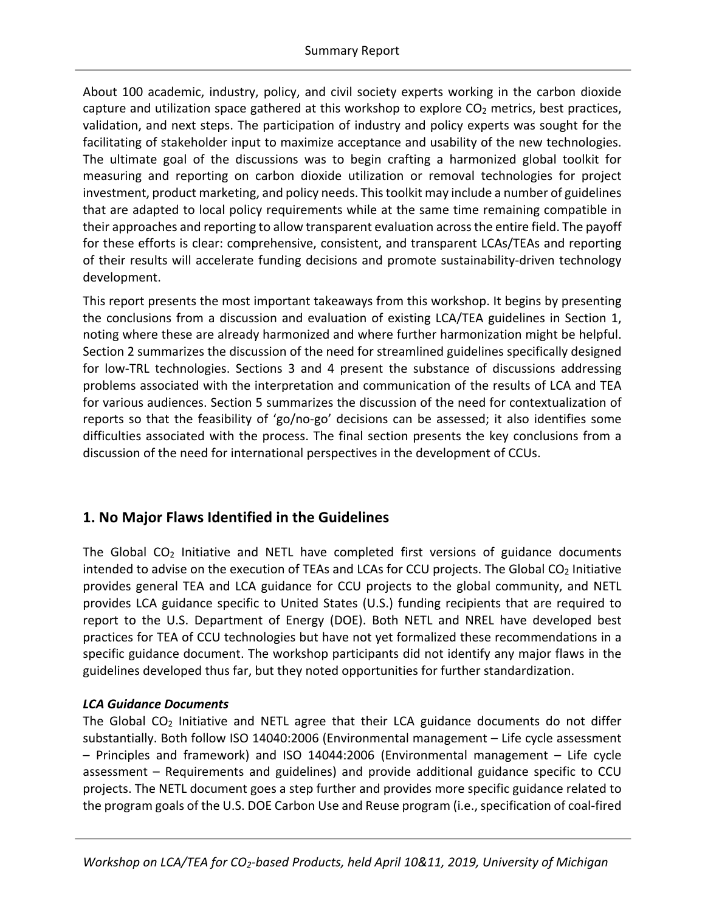About 100 academic, industry, policy, and civil society experts working in the carbon dioxide capture and utilization space gathered at this workshop to explore $CO_2$ metrics, best practices, validation, and next steps. The participation of industry and policy experts was sought for the facilitating of stakeholder input to maximize acceptance and usability of the new technologies. The ultimate goal of the discussions was to begin crafting a harmonized global toolkit for measuring and reporting on carbon dioxide utilization or removal technologies for project investment, product marketing, and policy needs. This toolkit may include a number of guidelines that are adapted to local policy requirements while at the same time remaining compatible in their approaches and reporting to allow transparent evaluation across the entire field. The payoff for these efforts is clear: comprehensive, consistent, and transparent LCAs/TEAs and reporting of their results will accelerate funding decisions and promote sustainability-driven technology development.

This report presents the most important takeaways from this workshop. It begins by presenting the conclusions from a discussion and evaluation of existing LCA/TEA guidelines in Section 1, noting where these are already harmonized and where further harmonization might be helpful. Section 2 summarizes the discussion of the need for streamlined guidelines specifically designed for low-TRL technologies. Sections 3 and 4 present the substance of discussions addressing problems associated with the interpretation and communication of the results of LCA and TEA for various audiences. Section 5 summarizes the discussion of the need for contextualization of reports so that the feasibility of 'go/no-go' decisions can be assessed; it also identifies some difficulties associated with the process. The final section presents the key conclusions from a discussion of the need for international perspectives in the development of CCUs.

## 1. No Major Flaws Identified in the Guidelines

The Global $CO_2$ Initiative and NETL have completed first versions of guidance documents intended to advise on the execution of TEAs and LCAs for CCU projects. The Global $CO_2$ Initiative provides general TEA and LCA guidance for CCU projects to the global community, and NETL provides LCA guidance specific to United States (U.S.) funding recipients that are required to report to the U.S. Department of Energy (DOE). Both NETL and NREL have developed best practices for TEA of CCU technologies but have not yet formalized these recommendations in a specific guidance document. The workshop participants did not identify any major flaws in the guidelines developed thus far, but they noted opportunities for further standardization.

***LCA Guidance Documents***

The Global $CO_2$ Initiative and NETL agree that their LCA guidance documents do not differ substantially. Both follow ISO 14040:2006 (Environmental management – Life cycle assessment – Principles and framework) and ISO 14044:2006 (Environmental management – Life cycle assessment – Requirements and guidelines) and provide additional guidance specific to CCU projects. The NETL document goes a step further and provides more specific guidance related to the program goals of the U.S. DOE Carbon Use and Reuse program (i.e., specification of coal-fired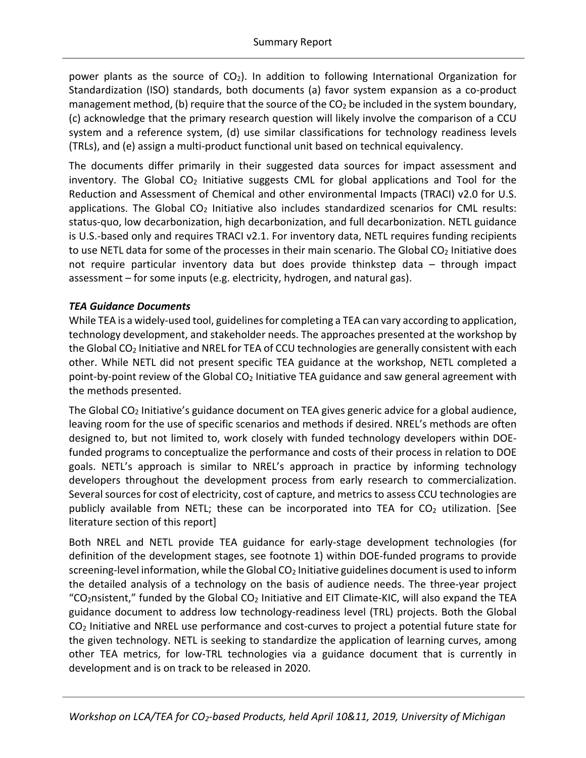power plants as the source of $CO_2$). In addition to following International Organization for Standardization (ISO) standards, both documents (a) favor system expansion as a co-product management method, (b) require that the source of the $CO_2$ be included in the system boundary, (c) acknowledge that the primary research question will likely involve the comparison of a CCU system and a reference system, (d) use similar classifications for technology readiness levels (TRLs), and (e) assign a multi-product functional unit based on technical equivalency.

The documents differ primarily in their suggested data sources for impact assessment and inventory. The Global $CO_2$ Initiative suggests CML for global applications and Tool for the Reduction and Assessment of Chemical and other environmental Impacts (TRACI) v2.0 for U.S. applications. The Global $CO_2$ Initiative also includes standardized scenarios for CML results: status-quo, low decarbonization, high decarbonization, and full decarbonization. NETL guidance is U.S.-based only and requires TRACI v2.1. For inventory data, NETL requires funding recipients to use NETL data for some of the processes in their main scenario. The Global $CO_2$ Initiative does not require particular inventory data but does provide thinkstep data – through impact assessment – for some inputs (e.g. electricity, hydrogen, and natural gas).

***TEA Guidance Documents***

While TEA is a widely-used tool, guidelines for completing a TEA can vary according to application, technology development, and stakeholder needs. The approaches presented at the workshop by the Global $CO_2$ Initiative and NREL for TEA of CCU technologies are generally consistent with each other. While NETL did not present specific TEA guidance at the workshop, NETL completed a point-by-point review of the Global $CO_2$ Initiative TEA guidance and saw general agreement with the methods presented.

The Global $CO_2$ Initiative's guidance document on TEA gives generic advice for a global audience, leaving room for the use of specific scenarios and methods if desired. NREL's methods are often designed to, but not limited to, work closely with funded technology developers within DOE-funded programs to conceptualize the performance and costs of their process in relation to DOE goals. NETL's approach is similar to NREL's approach in practice by informing technology developers throughout the development process from early research to commercialization. Several sources for cost of electricity, cost of capture, and metrics to assess CCU technologies are publicly available from NETL; these can be incorporated into TEA for $CO_2$ utilization. [See literature section of this report]

Both NREL and NETL provide TEA guidance for early-stage development technologies (for definition of the development stages, see footnote 1) within DOE-funded programs to provide screening-level information, while the Global $CO_2$ Initiative guidelines document is used to inform the detailed analysis of a technology on the basis of audience needs. The three-year project "$CO_2$nsistent," funded by the Global $CO_2$ Initiative and EIT Climate-KIC, will also expand the TEA guidance document to address low technology-readiness level (TRL) projects. Both the Global $CO_2$ Initiative and NREL use performance and cost-curves to project a potential future state for the given technology. NETL is seeking to standardize the application of learning curves, among other TEA metrics, for low-TRL technologies via a guidance document that is currently in development and is on track to be released in 2020.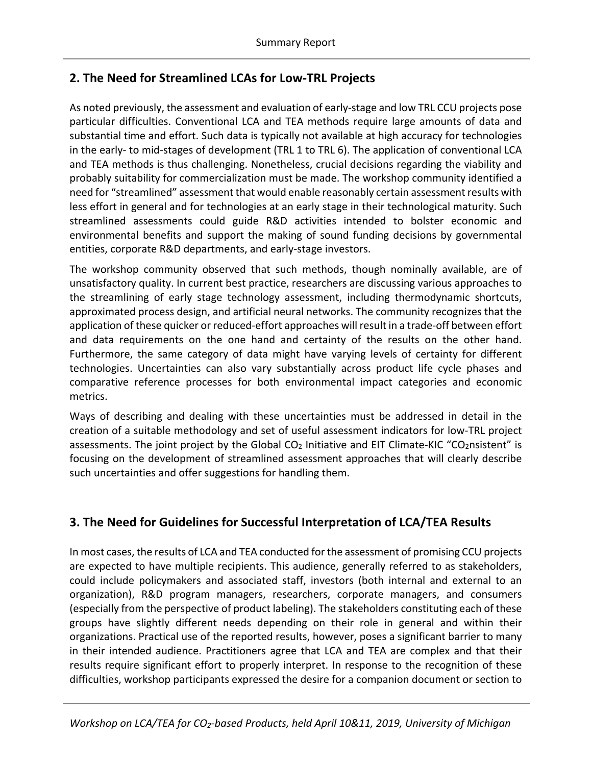## 2. The Need for Streamlined LCAs for Low-TRL Projects

As noted previously, the assessment and evaluation of early-stage and low TRL CCU projects pose particular difficulties. Conventional LCA and TEA methods require large amounts of data and substantial time and effort. Such data is typically not available at high accuracy for technologies in the early- to mid-stages of development (TRL 1 to TRL 6). The application of conventional LCA and TEA methods is thus challenging. Nonetheless, crucial decisions regarding the viability and probably suitability for commercialization must be made. The workshop community identified a need for "streamlined" assessment that would enable reasonably certain assessment results with less effort in general and for technologies at an early stage in their technological maturity. Such streamlined assessments could guide R&D activities intended to bolster economic and environmental benefits and support the making of sound funding decisions by governmental entities, corporate R&D departments, and early-stage investors.

The workshop community observed that such methods, though nominally available, are of unsatisfactory quality. In current best practice, researchers are discussing various approaches to the streamlining of early stage technology assessment, including thermodynamic shortcuts, approximated process design, and artificial neural networks. The community recognizes that the application of these quicker or reduced-effort approaches will result in a trade-off between effort and data requirements on the one hand and certainty of the results on the other hand. Furthermore, the same category of data might have varying levels of certainty for different technologies. Uncertainties can also vary substantially across product life cycle phases and comparative reference processes for both environmental impact categories and economic metrics.

Ways of describing and dealing with these uncertainties must be addressed in detail in the creation of a suitable methodology and set of useful assessment indicators for low-TRL project assessments. The joint project by the Global $CO_2$ Initiative and EIT Climate-KIC "$CO_2$nsistent" is focusing on the development of streamlined assessment approaches that will clearly describe such uncertainties and offer suggestions for handling them.

## 3. The Need for Guidelines for Successful Interpretation of LCA/TEA Results

In most cases, the results of LCA and TEA conducted for the assessment of promising CCU projects are expected to have multiple recipients. This audience, generally referred to as stakeholders, could include policymakers and associated staff, investors (both internal and external to an organization), R&D program managers, researchers, corporate managers, and consumers (especially from the perspective of product labeling). The stakeholders constituting each of these groups have slightly different needs depending on their role in general and within their organizations. Practical use of the reported results, however, poses a significant barrier to many in their intended audience. Practitioners agree that LCA and TEA are complex and that their results require significant effort to properly interpret. In response to the recognition of these difficulties, workshop participants expressed the desire for a companion document or section to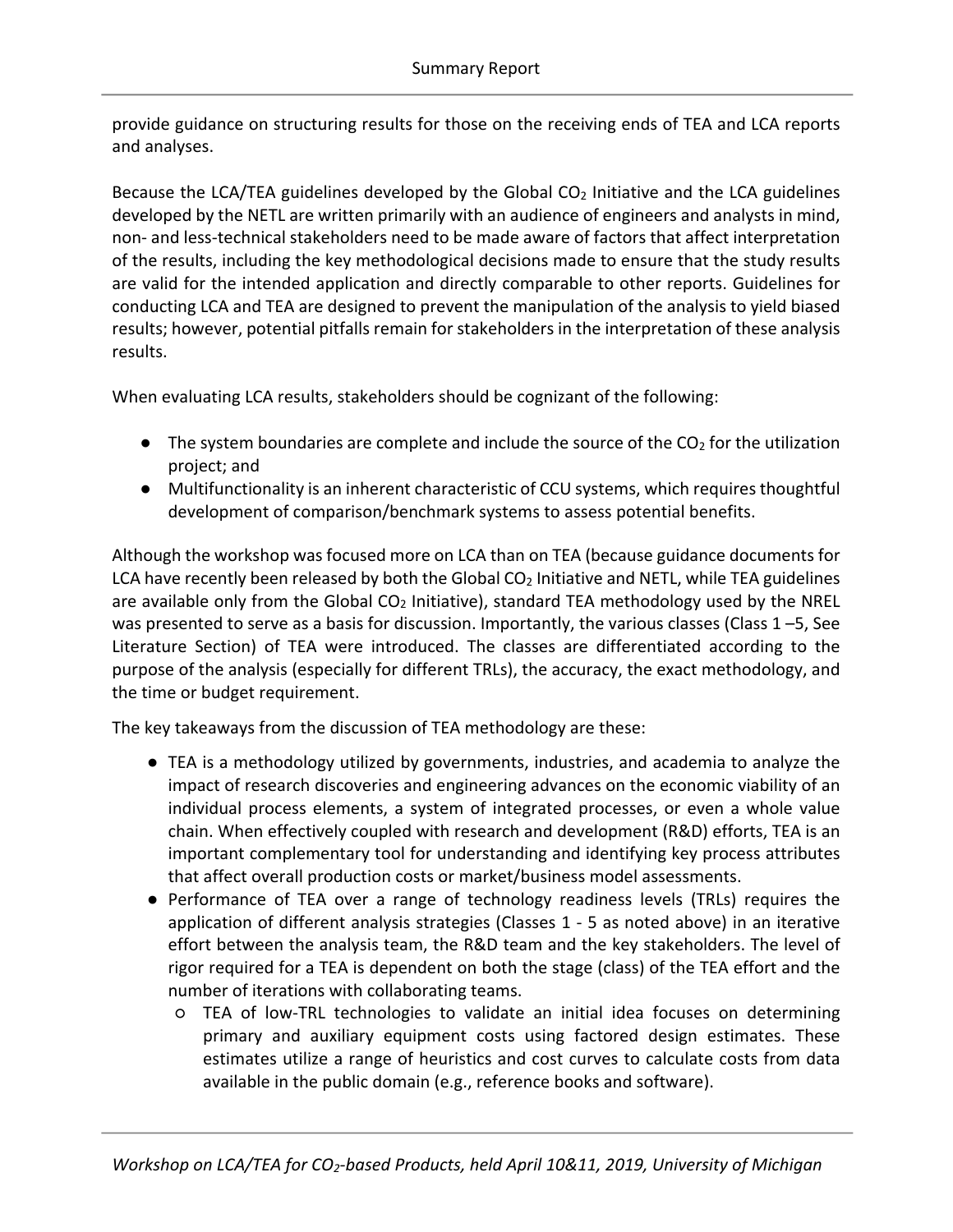provide guidance on structuring results for those on the receiving ends of TEA and LCA reports and analyses.

Because the LCA/TEA guidelines developed by the Global $CO_2$ Initiative and the LCA guidelines developed by the NETL are written primarily with an audience of engineers and analysts in mind, non- and less-technical stakeholders need to be made aware of factors that affect interpretation of the results, including the key methodological decisions made to ensure that the study results are valid for the intended application and directly comparable to other reports. Guidelines for conducting LCA and TEA are designed to prevent the manipulation of the analysis to yield biased results; however, potential pitfalls remain for stakeholders in the interpretation of these analysis results.

When evaluating LCA results, stakeholders should be cognizant of the following:

- The system boundaries are complete and include the source of the $CO_2$ for the utilization project; and
- Multifunctionality is an inherent characteristic of CCU systems, which requires thoughtful development of comparison/benchmark systems to assess potential benefits.

Although the workshop was focused more on LCA than on TEA (because guidance documents for LCA have recently been released by both the Global $CO_2$ Initiative and NETL, while TEA guidelines are available only from the Global $CO_2$ Initiative), standard TEA methodology used by the NREL was presented to serve as a basis for discussion. Importantly, the various classes (Class 1 –5, See Literature Section) of TEA were introduced. The classes are differentiated according to the purpose of the analysis (especially for different TRLs), the accuracy, the exact methodology, and the time or budget requirement.

The key takeaways from the discussion of TEA methodology are these:

- TEA is a methodology utilized by governments, industries, and academia to analyze the impact of research discoveries and engineering advances on the economic viability of an individual process elements, a system of integrated processes, or even a whole value chain. When effectively coupled with research and development (R&D) efforts, TEA is an important complementary tool for understanding and identifying key process attributes that affect overall production costs or market/business model assessments.
- Performance of TEA over a range of technology readiness levels (TRLs) requires the application of different analysis strategies (Classes 1 - 5 as noted above) in an iterative effort between the analysis team, the R&D team and the key stakeholders. The level of rigor required for a TEA is dependent on both the stage (class) of the TEA effort and the number of iterations with collaborating teams.
  - TEA of low-TRL technologies to validate an initial idea focuses on determining primary and auxiliary equipment costs using factored design estimates. These estimates utilize a range of heuristics and cost curves to calculate costs from data available in the public domain (e.g., reference books and software).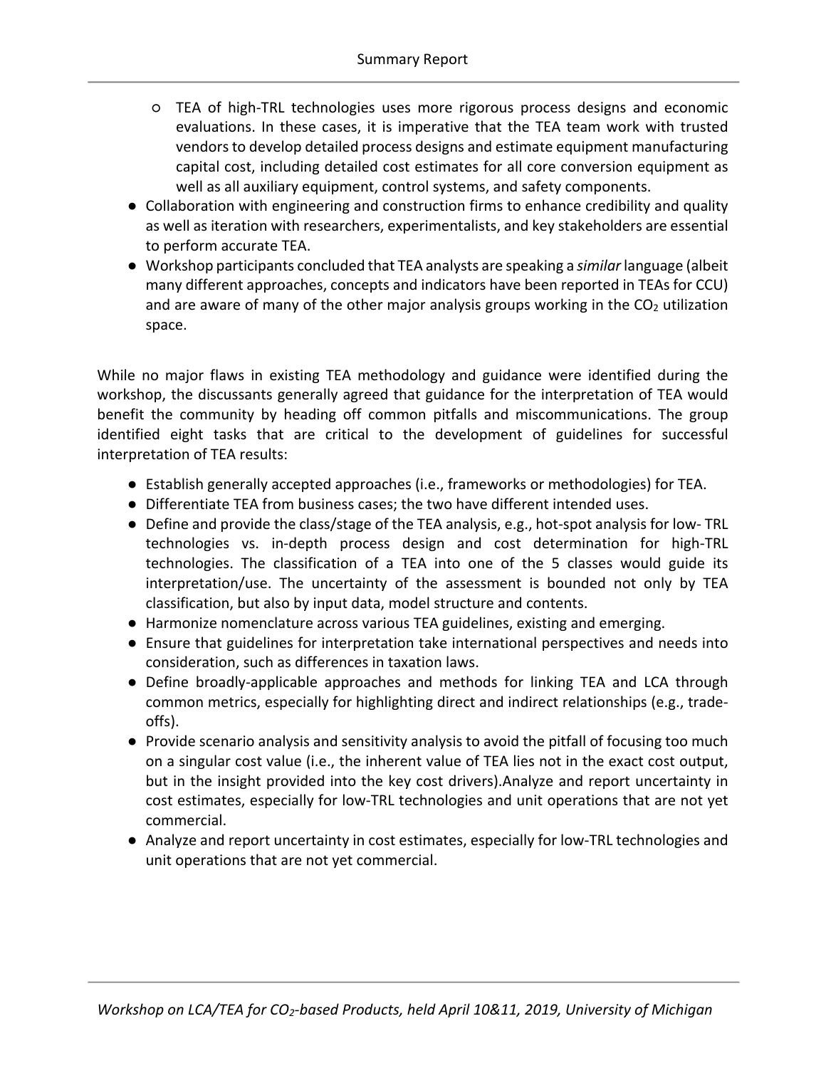- TEA of high-TRL technologies uses more rigorous process designs and economic evaluations. In these cases, it is imperative that the TEA team work with trusted vendors to develop detailed process designs and estimate equipment manufacturing capital cost, including detailed cost estimates for all core conversion equipment as well as all auxiliary equipment, control systems, and safety components.

- Collaboration with engineering and construction firms to enhance credibility and quality as well as iteration with researchers, experimentalists, and key stakeholders are essential to perform accurate TEA.
- Workshop participants concluded that TEA analysts are speaking a *similar* language (albeit many different approaches, concepts and indicators have been reported in TEAs for CCU) and are aware of many of the other major analysis groups working in the $CO_2$ utilization space.

While no major flaws in existing TEA methodology and guidance were identified during the workshop, the discussants generally agreed that guidance for the interpretation of TEA would benefit the community by heading off common pitfalls and miscommunications. The group identified eight tasks that are critical to the development of guidelines for successful interpretation of TEA results:

- Establish generally accepted approaches (i.e., frameworks or methodologies) for TEA.
- Differentiate TEA from business cases; the two have different intended uses.
- Define and provide the class/stage of the TEA analysis, e.g., hot-spot analysis for low- TRL technologies vs. in-depth process design and cost determination for high-TRL technologies. The classification of a TEA into one of the 5 classes would guide its interpretation/use. The uncertainty of the assessment is bounded not only by TEA classification, but also by input data, model structure and contents.
- Harmonize nomenclature across various TEA guidelines, existing and emerging.
- Ensure that guidelines for interpretation take international perspectives and needs into consideration, such as differences in taxation laws.
- Define broadly-applicable approaches and methods for linking TEA and LCA through common metrics, especially for highlighting direct and indirect relationships (e.g., trade-offs).
- Provide scenario analysis and sensitivity analysis to avoid the pitfall of focusing too much on a singular cost value (i.e., the inherent value of TEA lies not in the exact cost output, but in the insight provided into the key cost drivers).Analyze and report uncertainty in cost estimates, especially for low-TRL technologies and unit operations that are not yet commercial.
- Analyze and report uncertainty in cost estimates, especially for low-TRL technologies and unit operations that are not yet commercial.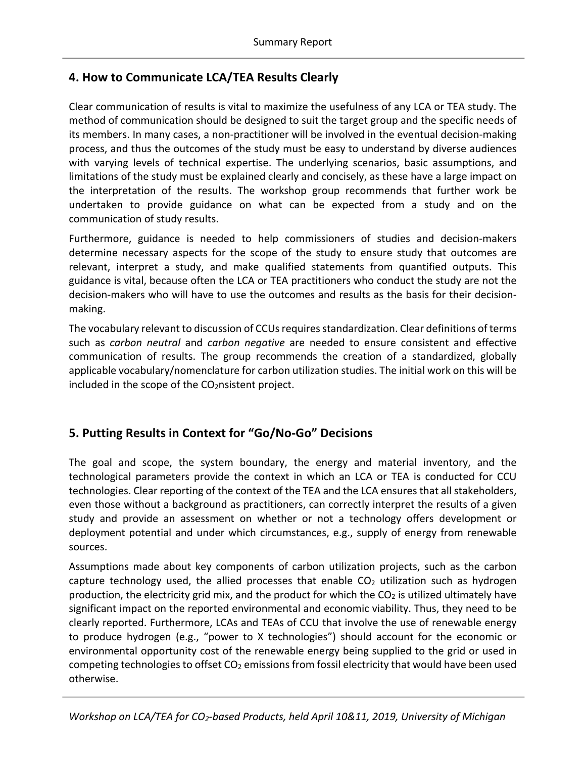## 4. How to Communicate LCA/TEA Results Clearly

Clear communication of results is vital to maximize the usefulness of any LCA or TEA study. The method of communication should be designed to suit the target group and the specific needs of its members. In many cases, a non-practitioner will be involved in the eventual decision-making process, and thus the outcomes of the study must be easy to understand by diverse audiences with varying levels of technical expertise. The underlying scenarios, basic assumptions, and limitations of the study must be explained clearly and concisely, as these have a large impact on the interpretation of the results. The workshop group recommends that further work be undertaken to provide guidance on what can be expected from a study and on the communication of study results.

Furthermore, guidance is needed to help commissioners of studies and decision-makers determine necessary aspects for the scope of the study to ensure study that outcomes are relevant, interpret a study, and make qualified statements from quantified outputs. This guidance is vital, because often the LCA or TEA practitioners who conduct the study are not the decision-makers who will have to use the outcomes and results as the basis for their decision-making.

The vocabulary relevant to discussion of CCUs requires standardization. Clear definitions of terms such as *carbon neutral* and *carbon negative* are needed to ensure consistent and effective communication of results. The group recommends the creation of a standardized, globally applicable vocabulary/nomenclature for carbon utilization studies. The initial work on this will be included in the scope of the $CO_2$nsistent project.

## 5. Putting Results in Context for "Go/No-Go" Decisions

The goal and scope, the system boundary, the energy and material inventory, and the technological parameters provide the context in which an LCA or TEA is conducted for CCU technologies. Clear reporting of the context of the TEA and the LCA ensures that all stakeholders, even those without a background as practitioners, can correctly interpret the results of a given study and provide an assessment on whether or not a technology offers development or deployment potential and under which circumstances, e.g., supply of energy from renewable sources.

Assumptions made about key components of carbon utilization projects, such as the carbon capture technology used, the allied processes that enable $CO_2$ utilization such as hydrogen production, the electricity grid mix, and the product for which the $CO_2$ is utilized ultimately have significant impact on the reported environmental and economic viability. Thus, they need to be clearly reported. Furthermore, LCAs and TEAs of CCU that involve the use of renewable energy to produce hydrogen (e.g., "power to X technologies") should account for the economic or environmental opportunity cost of the renewable energy being supplied to the grid or used in competing technologies to offset $CO_2$ emissions from fossil electricity that would have been used otherwise.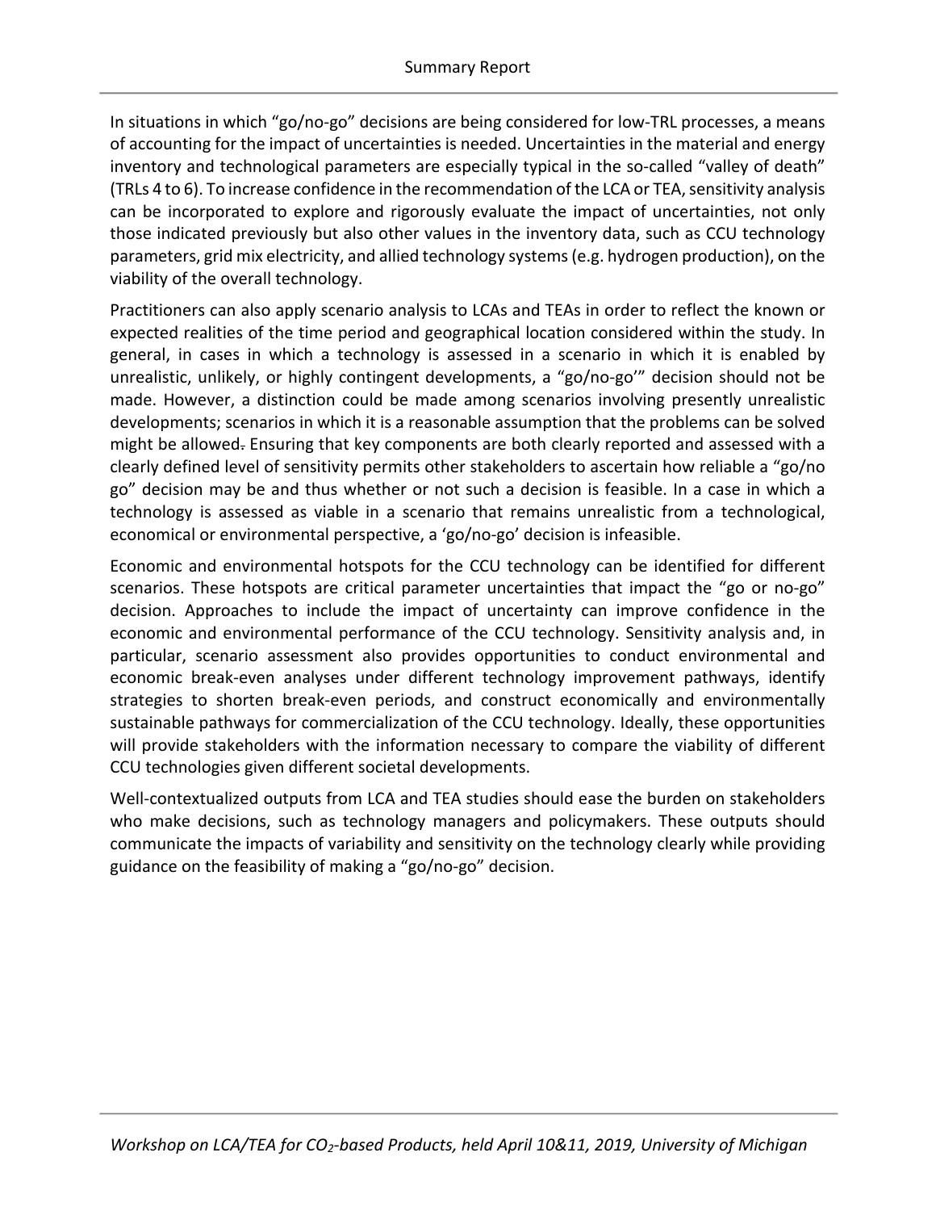In situations in which "go/no-go" decisions are being considered for low-TRL processes, a means of accounting for the impact of uncertainties is needed. Uncertainties in the material and energy inventory and technological parameters are especially typical in the so-called "valley of death" (TRLs 4 to 6). To increase confidence in the recommendation of the LCA or TEA, sensitivity analysis can be incorporated to explore and rigorously evaluate the impact of uncertainties, not only those indicated previously but also other values in the inventory data, such as CCU technology parameters, grid mix electricity, and allied technology systems (e.g. hydrogen production), on the viability of the overall technology.

Practitioners can also apply scenario analysis to LCAs and TEAs in order to reflect the known or expected realities of the time period and geographical location considered within the study. In general, in cases in which a technology is assessed in a scenario in which it is enabled by unrealistic, unlikely, or highly contingent developments, a "go/no-go'" decision should not be made. However, a distinction could be made among scenarios involving presently unrealistic developments; scenarios in which it is a reasonable assumption that the problems can be solved might be allowed. Ensuring that key components are both clearly reported and assessed with a clearly defined level of sensitivity permits other stakeholders to ascertain how reliable a "go/no go" decision may be and thus whether or not such a decision is feasible. In a case in which a technology is assessed as viable in a scenario that remains unrealistic from a technological, economical or environmental perspective, a 'go/no-go' decision is infeasible.

Economic and environmental hotspots for the CCU technology can be identified for different scenarios. These hotspots are critical parameter uncertainties that impact the "go or no-go" decision. Approaches to include the impact of uncertainty can improve confidence in the economic and environmental performance of the CCU technology. Sensitivity analysis and, in particular, scenario assessment also provides opportunities to conduct environmental and economic break-even analyses under different technology improvement pathways, identify strategies to shorten break-even periods, and construct economically and environmentally sustainable pathways for commercialization of the CCU technology. Ideally, these opportunities will provide stakeholders with the information necessary to compare the viability of different CCU technologies given different societal developments.

Well-contextualized outputs from LCA and TEA studies should ease the burden on stakeholders who make decisions, such as technology managers and policymakers. These outputs should communicate the impacts of variability and sensitivity on the technology clearly while providing guidance on the feasibility of making a "go/no-go" decision.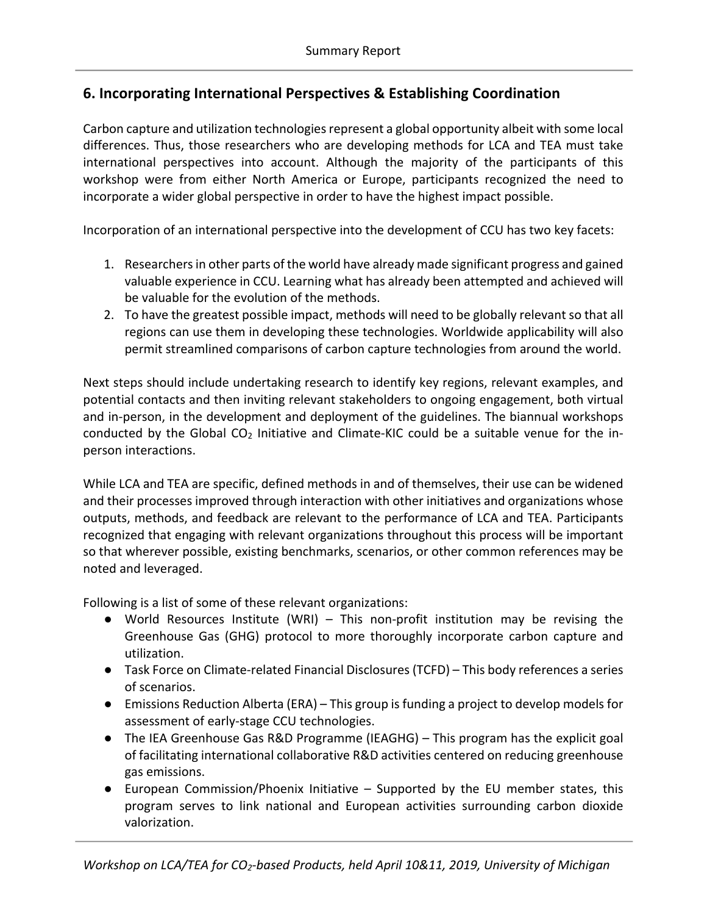## 6. Incorporating International Perspectives & Establishing Coordination

Carbon capture and utilization technologies represent a global opportunity albeit with some local differences. Thus, those researchers who are developing methods for LCA and TEA must take international perspectives into account. Although the majority of the participants of this workshop were from either North America or Europe, participants recognized the need to incorporate a wider global perspective in order to have the highest impact possible.

Incorporation of an international perspective into the development of CCU has two key facets:

1. Researchers in other parts of the world have already made significant progress and gained valuable experience in CCU. Learning what has already been attempted and achieved will be valuable for the evolution of the methods.
2. To have the greatest possible impact, methods will need to be globally relevant so that all regions can use them in developing these technologies. Worldwide applicability will also permit streamlined comparisons of carbon capture technologies from around the world.

Next steps should include undertaking research to identify key regions, relevant examples, and potential contacts and then inviting relevant stakeholders to ongoing engagement, both virtual and in-person, in the development and deployment of the guidelines. The biannual workshops conducted by the Global $CO_2$ Initiative and Climate-KIC could be a suitable venue for the in-person interactions.

While LCA and TEA are specific, defined methods in and of themselves, their use can be widened and their processes improved through interaction with other initiatives and organizations whose outputs, methods, and feedback are relevant to the performance of LCA and TEA. Participants recognized that engaging with relevant organizations throughout this process will be important so that wherever possible, existing benchmarks, scenarios, or other common references may be noted and leveraged.

Following is a list of some of these relevant organizations:

- World Resources Institute (WRI) – This non-profit institution may be revising the Greenhouse Gas (GHG) protocol to more thoroughly incorporate carbon capture and utilization.
- Task Force on Climate-related Financial Disclosures (TCFD) – This body references a series of scenarios.
- Emissions Reduction Alberta (ERA) – This group is funding a project to develop models for assessment of early-stage CCU technologies.
- The IEA Greenhouse Gas R&D Programme (IEAGHG) – This program has the explicit goal of facilitating international collaborative R&D activities centered on reducing greenhouse gas emissions.
- European Commission/Phoenix Initiative – Supported by the EU member states, this program serves to link national and European activities surrounding carbon dioxide valorization.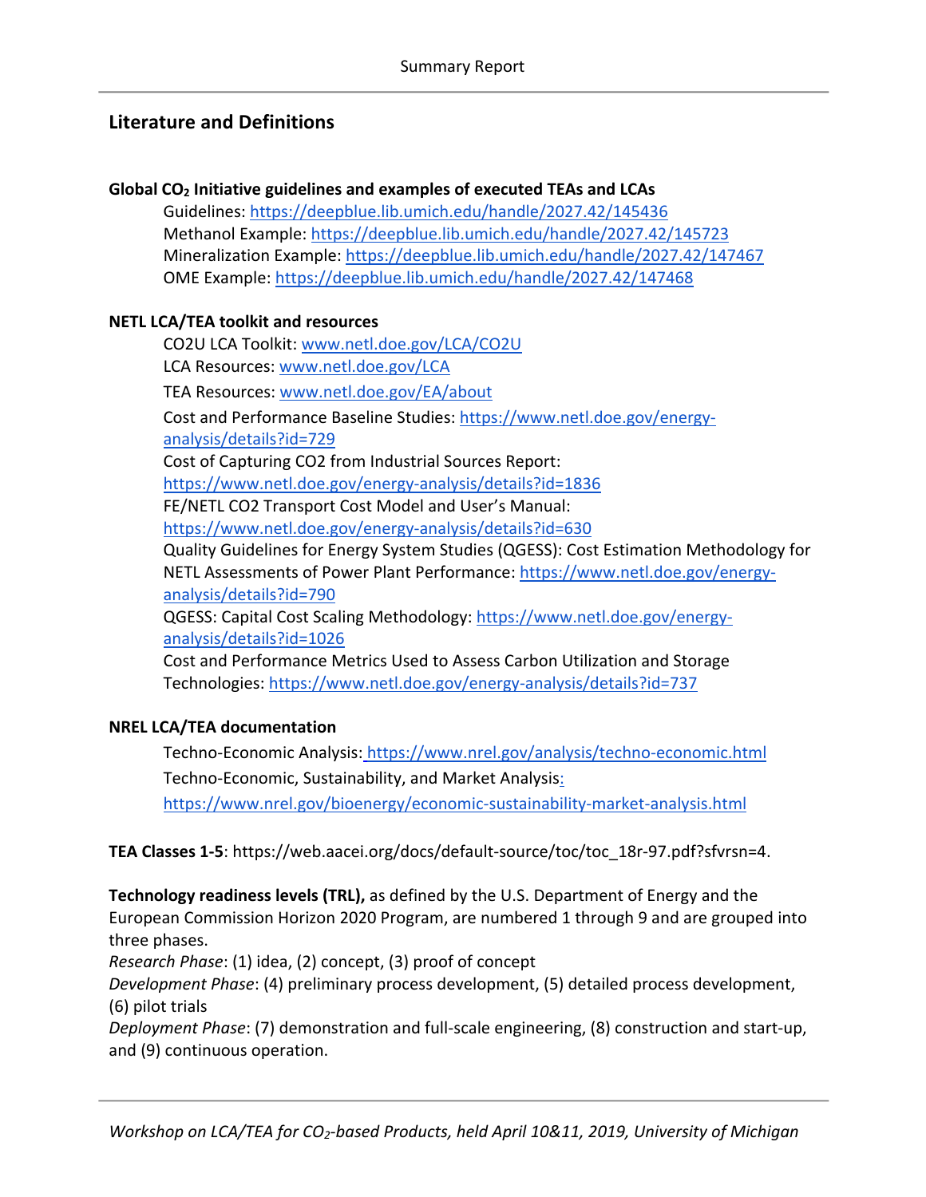## Literature and Definitions

**Global $CO_2$ Initiative guidelines and examples of executed TEAs and LCAs**

Guidelines: https://deepblue.lib.umich.edu/handle/2027.42/145436
Methanol Example: https://deepblue.lib.umich.edu/handle/2027.42/145723
Mineralization Example: https://deepblue.lib.umich.edu/handle/2027.42/147467
OME Example: https://deepblue.lib.umich.edu/handle/2027.42/147468

**NETL LCA/TEA toolkit and resources**

CO2U LCA Toolkit: www.netl.doe.gov/LCA/CO2U
LCA Resources: www.netl.doe.gov/LCA
TEA Resources: www.netl.doe.gov/EA/about
Cost and Performance Baseline Studies: https://www.netl.doe.gov/energy-analysis/details?id=729
Cost of Capturing CO2 from Industrial Sources Report: https://www.netl.doe.gov/energy-analysis/details?id=1836
FE/NETL CO2 Transport Cost Model and User's Manual: https://www.netl.doe.gov/energy-analysis/details?id=630
Quality Guidelines for Energy System Studies (QGESS): Cost Estimation Methodology for NETL Assessments of Power Plant Performance: https://www.netl.doe.gov/energy-analysis/details?id=790
QGESS: Capital Cost Scaling Methodology: https://www.netl.doe.gov/energy-analysis/details?id=1026
Cost and Performance Metrics Used to Assess Carbon Utilization and Storage Technologies: https://www.netl.doe.gov/energy-analysis/details?id=737

**NREL LCA/TEA documentation**

Techno-Economic Analysis: https://www.nrel.gov/analysis/techno-economic.html
Techno-Economic, Sustainability, and Market Analysis: https://www.nrel.gov/bioenergy/economic-sustainability-market-analysis.html

**TEA Classes 1-5**: https://web.aacei.org/docs/default-source/toc/toc_18r-97.pdf?sfvrsn=4.

**Technology readiness levels (TRL),** as defined by the U.S. Department of Energy and the European Commission Horizon 2020 Program, are numbered 1 through 9 and are grouped into three phases.
*Research Phase*: (1) idea, (2) concept, (3) proof of concept
*Development Phase*: (4) preliminary process development, (5) detailed process development, (6) pilot trials
*Deployment Phase*: (7) demonstration and full-scale engineering, (8) construction and start-up, and (9) continuous operation.